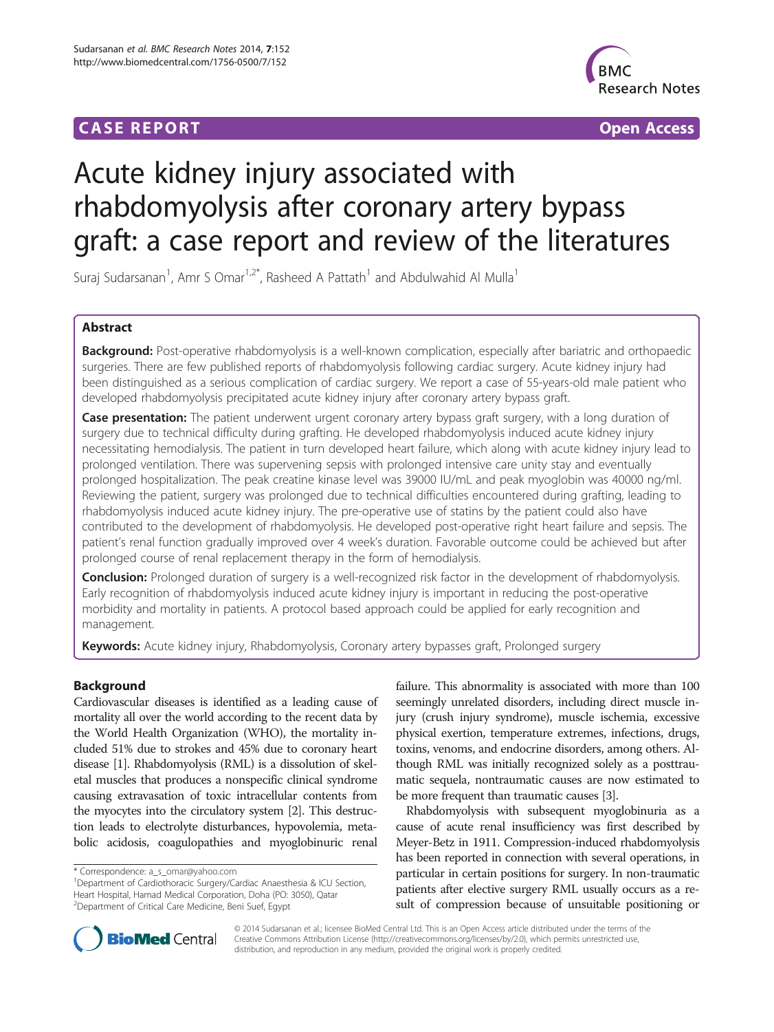CASE REPORT Open Access

# Acute kidney injury associated with rhabdomyolysis after coronary artery bypass graft: a case report and review of the literatures

Suraj Sudarsanan[1], Amr S Omar[1,2*], Rasheed A Pattath[1] and Abdulwahid Al Mulla[1]

## Abstract

**Background:** Post-operative rhabdomyolysis is a well-known complication, especially after bariatric and orthopaedic surgeries. There are few published reports of rhabdomyolysis following cardiac surgery. Acute kidney injury had been distinguished as a serious complication of cardiac surgery. We report a case of 55-years-old male patient who developed rhabdomyolysis precipitated acute kidney injury after coronary artery bypass graft.

**Case presentation:** The patient underwent urgent coronary artery bypass graft surgery, with a long duration of surgery due to technical difficulty during grafting. He developed rhabdomyolysis induced acute kidney injury necessitating hemodialysis. The patient in turn developed heart failure, which along with acute kidney injury lead to prolonged ventilation. There was supervening sepsis with prolonged intensive care unity stay and eventually prolonged hospitalization. The peak creatine kinase level was 39000 IU/mL and peak myoglobin was 40000 ng/ml. Reviewing the patient, surgery was prolonged due to technical difficulties encountered during grafting, leading to rhabdomyolysis induced acute kidney injury. The pre-operative use of statins by the patient could also have contributed to the development of rhabdomyolysis. He developed post-operative right heart failure and sepsis. The patient's renal function gradually improved over 4 week's duration. Favorable outcome could be achieved but after prolonged course of renal replacement therapy in the form of hemodialysis.

**Conclusion:** Prolonged duration of surgery is a well-recognized risk factor in the development of rhabdomyolysis. Early recognition of rhabdomyolysis induced acute kidney injury is important in reducing the post-operative morbidity and mortality in patients. A protocol based approach could be applied for early recognition and management.

**Keywords:** Acute kidney injury, Rhabdomyolysis, Coronary artery bypasses graft, Prolonged surgery

## Background

Cardiovascular diseases is identified as a leading cause of mortality all over the world according to the recent data by the World Health Organization (WHO), the mortality included 51% due to strokes and 45% due to coronary heart disease [1]. Rhabdomyolysis (RML) is a dissolution of skeletal muscles that produces a nonspecific clinical syndrome causing extravasation of toxic intracellular contents from the myocytes into the circulatory system [2]. This destruction leads to electrolyte disturbances, hypovolemia, metabolic acidosis, coagulopathies and myoglobinuric renal failure. This abnormality is associated with more than 100 seemingly unrelated disorders, including direct muscle injury (crush injury syndrome), muscle ischemia, excessive physical exertion, temperature extremes, infections, drugs, toxins, venoms, and endocrine disorders, among others. Although RML was initially recognized solely as a posttraumatic sequela, nontraumatic causes are now estimated to be more frequent than traumatic causes [3].

Rhabdomyolysis with subsequent myoglobinuria as a cause of acute renal insufficiency was first described by Meyer-Betz in 1911. Compression-induced rhabdomyolysis has been reported in connection with several operations, in particular in certain positions for surgery. In non-traumatic patients after elective surgery RML usually occurs as a result of compression because of unsuitable positioning or

\* Correspondence: a_s_omar@yahoo.com
[1]Department of Cardiothoracic Surgery/Cardiac Anaesthesia & ICU Section, Heart Hospital, Hamad Medical Corporation, Doha (PO: 3050), Qatar
[2]Department of Critical Care Medicine, Beni Suef, Egypt

© 2014 Sudarsanan et al.; licensee BioMed Central Ltd. This is an Open Access article distributed under the terms of the Creative Commons Attribution License (http://creativecommons.org/licenses/by/2.0), which permits unrestricted use, distribution, and reproduction in any medium, provided the original work is properly credited.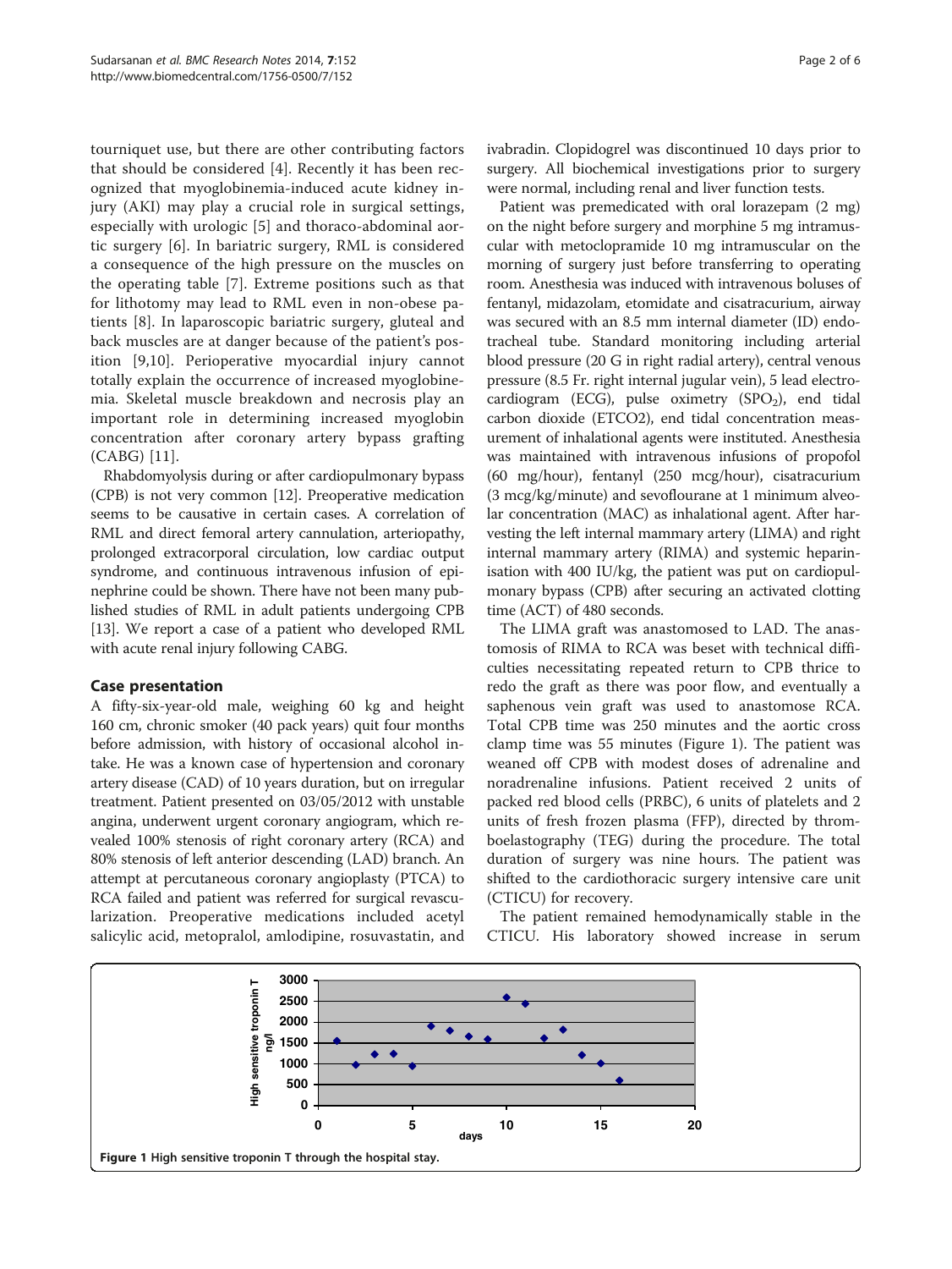tourniquet use, but there are other contributing factors that should be considered [4]. Recently it has been recognized that myoglobinemia-induced acute kidney injury (AKI) may play a crucial role in surgical settings, especially with urologic [5] and thoraco-abdominal aortic surgery [6]. In bariatric surgery, RML is considered a consequence of the high pressure on the muscles on the operating table [7]. Extreme positions such as that for lithotomy may lead to RML even in non-obese patients [8]. In laparoscopic bariatric surgery, gluteal and back muscles are at danger because of the patient's position [9,10]. Perioperative myocardial injury cannot totally explain the occurrence of increased myoglobinemia. Skeletal muscle breakdown and necrosis play an important role in determining increased myoglobin concentration after coronary artery bypass grafting (CABG) [11].

Rhabdomyolysis during or after cardiopulmonary bypass (CPB) is not very common [12]. Preoperative medication seems to be causative in certain cases. A correlation of RML and direct femoral artery cannulation, arteriopathy, prolonged extracorporeal circulation, low cardiac output syndrome, and continuous intravenous infusion of epinephrine could be shown. There have not been many published studies of RML in adult patients undergoing CPB [13]. We report a case of a patient who developed RML with acute renal injury following CABG.

## Case presentation

A fifty-six-year-old male, weighing 60 kg and height 160 cm, chronic smoker (40 pack years) quit four months before admission, with history of occasional alcohol intake. He was a known case of hypertension and coronary artery disease (CAD) of 10 years duration, but on irregular treatment. Patient presented on 03/05/2012 with unstable angina, underwent urgent coronary angiogram, which revealed 100% stenosis of right coronary artery (RCA) and 80% stenosis of left anterior descending (LAD) branch. An attempt at percutaneous coronary angioplasty (PTCA) to RCA failed and patient was referred for surgical revascularization. Preoperative medications included acetyl salicylic acid, metopralol, amlodipine, rosuvastatin, and ivabradin. Clopidogrel was discontinued 10 days prior to surgery. All biochemical investigations prior to surgery were normal, including renal and liver function tests.

Patient was premedicated with oral lorazepam (2 mg) on the night before surgery and morphine 5 mg intramuscular with metoclopramide 10 mg intramuscular on the morning of surgery just before transferring to operating room. Anesthesia was induced with intravenous boluses of fentanyl, midazolam, etomidate and cisatracurium, airway was secured with an 8.5 mm internal diameter (ID) endotracheal tube. Standard monitoring including arterial blood pressure (20 G in right radial artery), central venous pressure (8.5 Fr. right internal jugular vein), 5 lead electrocardiogram (ECG), pulse oximetry ($SPO_2$), end tidal carbon dioxide (ETCO2), end tidal concentration measurement of inhalational agents were instituted. Anesthesia was maintained with intravenous infusions of propofol (60 mg/hour), fentanyl (250 mcg/hour), cisatracurium (3 mcg/kg/minute) and sevoflourane at 1 minimum alveolar concentration (MAC) as inhalational agent. After harvesting the left internal mammary artery (LIMA) and right internal mammary artery (RIMA) and systemic heparinisation with 400 IU/kg, the patient was put on cardiopulmonary bypass (CPB) after securing an activated clotting time (ACT) of 480 seconds.

The LIMA graft was anastomosed to LAD. The anastomosis of RIMA to RCA was beset with technical difficulties necessitating repeated return to CPB thrice to redo the graft as there was poor flow, and eventually a saphenous vein graft was used to anastomose RCA. Total CPB time was 250 minutes and the aortic cross clamp time was 55 minutes (Figure 1). The patient was weaned off CPB with modest doses of adrenaline and noradrenaline infusions. Patient received 2 units of packed red blood cells (PRBC), 6 units of platelets and 2 units of fresh frozen plasma (FFP), directed by thromboelastography (TEG) during the procedure. The total duration of surgery was nine hours. The patient was shifted to the cardiothoracic surgery intensive care unit (CTICU) for recovery.

The patient remained hemodynamically stable in the CTICU. His laboratory showed increase in serum

**Figure 1** High sensitive troponin T through the hospital stay.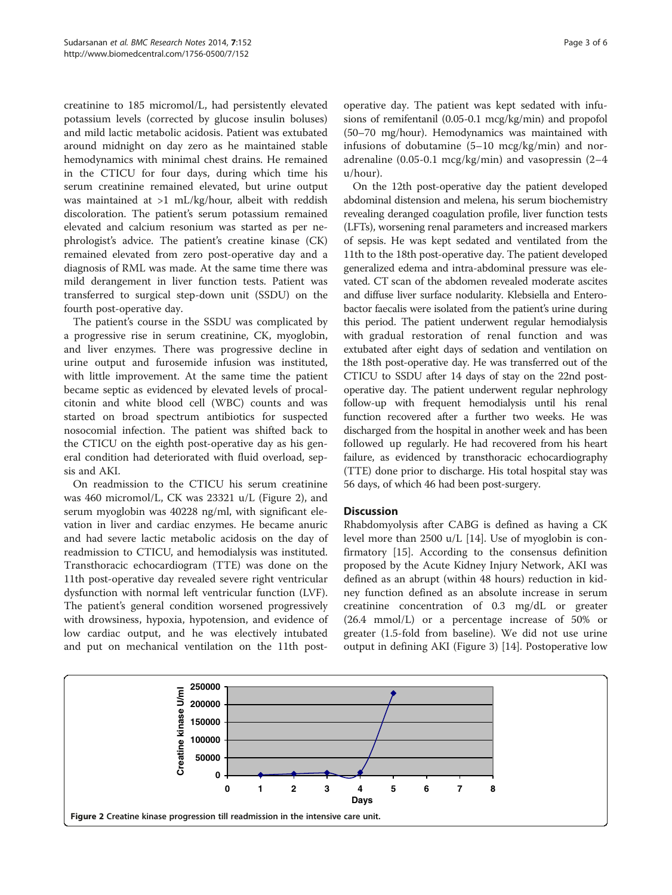creatinine to 185 micromol/L, had persistently elevated potassium levels (corrected by glucose insulin boluses) and mild lactic metabolic acidosis. Patient was extubated around midnight on day zero as he maintained stable hemodynamics with minimal chest drains. He remained in the CTICU for four days, during which time his serum creatinine remained elevated, but urine output was maintained at >1 mL/kg/hour, albeit with reddish discoloration. The patient's serum potassium remained elevated and calcium resonium was started as per nephrologist's advice. The patient's creatine kinase (CK) remained elevated from zero post-operative day and a diagnosis of RML was made. At the same time there was mild derangement in liver function tests. Patient was transferred to surgical step-down unit (SSDU) on the fourth post-operative day.

The patient's course in the SSDU was complicated by a progressive rise in serum creatinine, CK, myoglobin, and liver enzymes. There was progressive decline in urine output and furosemide infusion was instituted, with little improvement. At the same time the patient became septic as evidenced by elevated levels of procalcitonin and white blood cell (WBC) counts and was started on broad spectrum antibiotics for suspected nosocomial infection. The patient was shifted back to the CTICU on the eighth post-operative day as his general condition had deteriorated with fluid overload, sepsis and AKI.

On readmission to the CTICU his serum creatinine was 460 micromol/L, CK was 23321 u/L (Figure 2), and serum myoglobin was 40228 ng/ml, with significant elevation in liver and cardiac enzymes. He became anuric and had severe lactic metabolic acidosis on the day of readmission to CTICU, and hemodialysis was instituted. Transthoracic echocardiogram (TTE) was done on the 11th post-operative day revealed severe right ventricular dysfunction with normal left ventricular function (LVF). The patient's general condition worsened progressively with drowsiness, hypoxia, hypotension, and evidence of low cardiac output, and he was electively intubated and put on mechanical ventilation on the 11th post-operative day. The patient was kept sedated with infusions of remifentanil (0.05-0.1 mcg/kg/min) and propofol (50–70 mg/hour). Hemodynamics was maintained with infusions of dobutamine (5–10 mcg/kg/min) and noradrenaline (0.05-0.1 mcg/kg/min) and vasopressin (2–4 u/hour).

On the 12th post-operative day the patient developed abdominal distension and melena, his serum biochemistry revealing deranged coagulation profile, liver function tests (LFTs), worsening renal parameters and increased markers of sepsis. He was kept sedated and ventilated from the 11th to the 18th post-operative day. The patient developed generalized edema and intra-abdominal pressure was elevated. CT scan of the abdomen revealed moderate ascites and diffuse liver surface nodularity. Klebsiella and Enterobactor faecalis were isolated from the patient's urine during this period. The patient underwent regular hemodialysis with gradual restoration of renal function and was extubated after eight days of sedation and ventilation on the 18th post-operative day. He was transferred out of the CTICU to SSDU after 14 days of stay on the 22nd post-operative day. The patient underwent regular nephrology follow-up with frequent hemodialysis until his renal function recovered after a further two weeks. He was discharged from the hospital in another week and has been followed up regularly. He had recovered from his heart failure, as evidenced by transthoracic echocardiography (TTE) done prior to discharge. His total hospital stay was 56 days, of which 46 had been post-surgery.

## Discussion

Rhabdomyolysis after CABG is defined as having a CK level more than 2500 u/L [14]. Use of myoglobin is confirmatory [15]. According to the consensus definition proposed by the Acute Kidney Injury Network, AKI was defined as an abrupt (within 48 hours) reduction in kidney function defined as an absolute increase in serum creatinine concentration of 0.3 mg/dL or greater (26.4 mmol/L) or a percentage increase of 50% or greater (1.5-fold from baseline). We did not use urine output in defining AKI (Figure 3) [14]. Postoperative low

Figure 2 Creatine kinase progression till readmission in the intensive care unit.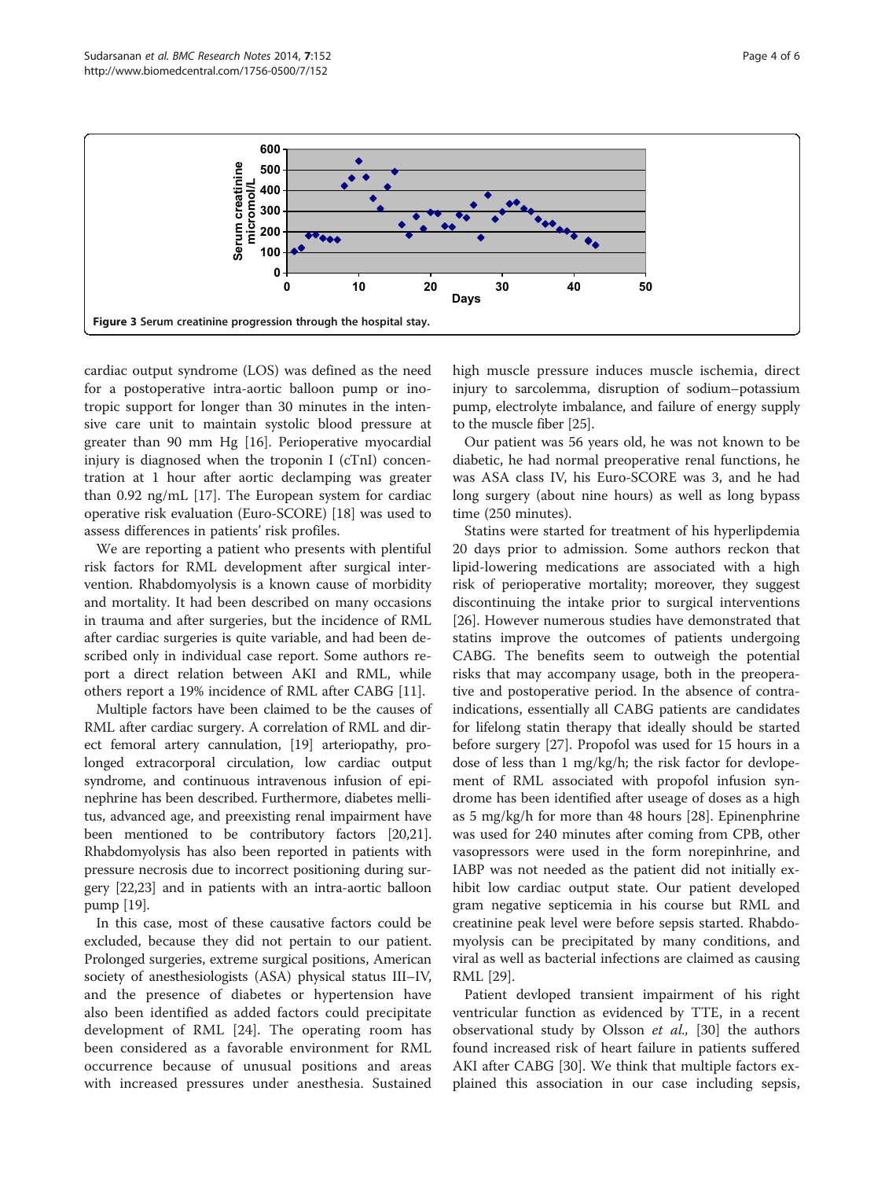**Figure 3** Serum creatinine progression through the hospital stay.

cardiac output syndrome (LOS) was defined as the need for a postoperative intra-aortic balloon pump or inotropic support for longer than 30 minutes in the intensive care unit to maintain systolic blood pressure at greater than 90 mm Hg [16]. Perioperative myocardial injury is diagnosed when the troponin I (cTnI) concentration at 1 hour after aortic declamping was greater than 0.92 ng/mL [17]. The European system for cardiac operative risk evaluation (Euro-SCORE) [18] was used to assess differences in patients' risk profiles.

We are reporting a patient who presents with plentiful risk factors for RML development after surgical intervention. Rhabdomyolysis is a known cause of morbidity and mortality. It had been described on many occasions in trauma and after surgeries, but the incidence of RML after cardiac surgeries is quite variable, and had been described only in individual case report. Some authors report a direct relation between AKI and RML, while others report a 19% incidence of RML after CABG [11].

Multiple factors have been claimed to be the causes of RML after cardiac surgery. A correlation of RML and direct femoral artery cannulation, [19] arteriopathy, prolonged extracorporal circulation, low cardiac output syndrome, and continuous intravenous infusion of epinephrine has been described. Furthermore, diabetes mellitus, advanced age, and preexisting renal impairment have been mentioned to be contributory factors [20,21]. Rhabdomyolysis has also been reported in patients with pressure necrosis due to incorrect positioning during surgery [22,23] and in patients with an intra-aortic balloon pump [19].

In this case, most of these causative factors could be excluded, because they did not pertain to our patient. Prolonged surgeries, extreme surgical positions, American society of anesthesiologists (ASA) physical status III–IV, and the presence of diabetes or hypertension have also been identified as added factors could precipitate development of RML [24]. The operating room has been considered as a favorable environment for RML occurrence because of unusual positions and areas with increased pressures under anesthesia. Sustained high muscle pressure induces muscle ischemia, direct injury to sarcolemma, disruption of sodium–potassium pump, electrolyte imbalance, and failure of energy supply to the muscle fiber [25].

Our patient was 56 years old, he was not known to be diabetic, he had normal preoperative renal functions, he was ASA class IV, his Euro-SCORE was 3, and he had long surgery (about nine hours) as well as long bypass time (250 minutes).

Statins were started for treatment of his hyperlipdemia 20 days prior to admission. Some authors reckon that lipid-lowering medications are associated with a high risk of perioperative mortality; moreover, they suggest discontinuing the intake prior to surgical interventions [26]. However numerous studies have demonstrated that statins improve the outcomes of patients undergoing CABG. The benefits seem to outweigh the potential risks that may accompany usage, both in the preoperative and postoperative period. In the absence of contraindications, essentially all CABG patients are candidates for lifelong statin therapy that ideally should be started before surgery [27]. Propofol was used for 15 hours in a dose of less than 1 mg/kg/h; the risk factor for devlopement of RML associated with propofol infusion syndrome has been identified after useage of doses as a high as 5 mg/kg/h for more than 48 hours [28]. Epinenphrine was used for 240 minutes after coming from CPB, other vasopressors were used in the form norepinhrine, and IABP was not needed as the patient did not initially exhibit low cardiac output state. Our patient developed gram negative septicemia in his course but RML and creatinine peak level were before sepsis started. Rhabdomyolysis can be precipitated by many conditions, and viral as well as bacterial infections are claimed as causing RML [29].

Patient devloped transient impairment of his right ventricular function as evidenced by TTE, in a recent observational study by Olsson *et al.,* [30] the authors found increased risk of heart failure in patients suffered AKI after CABG [30]. We think that multiple factors explained this association in our case including sepsis,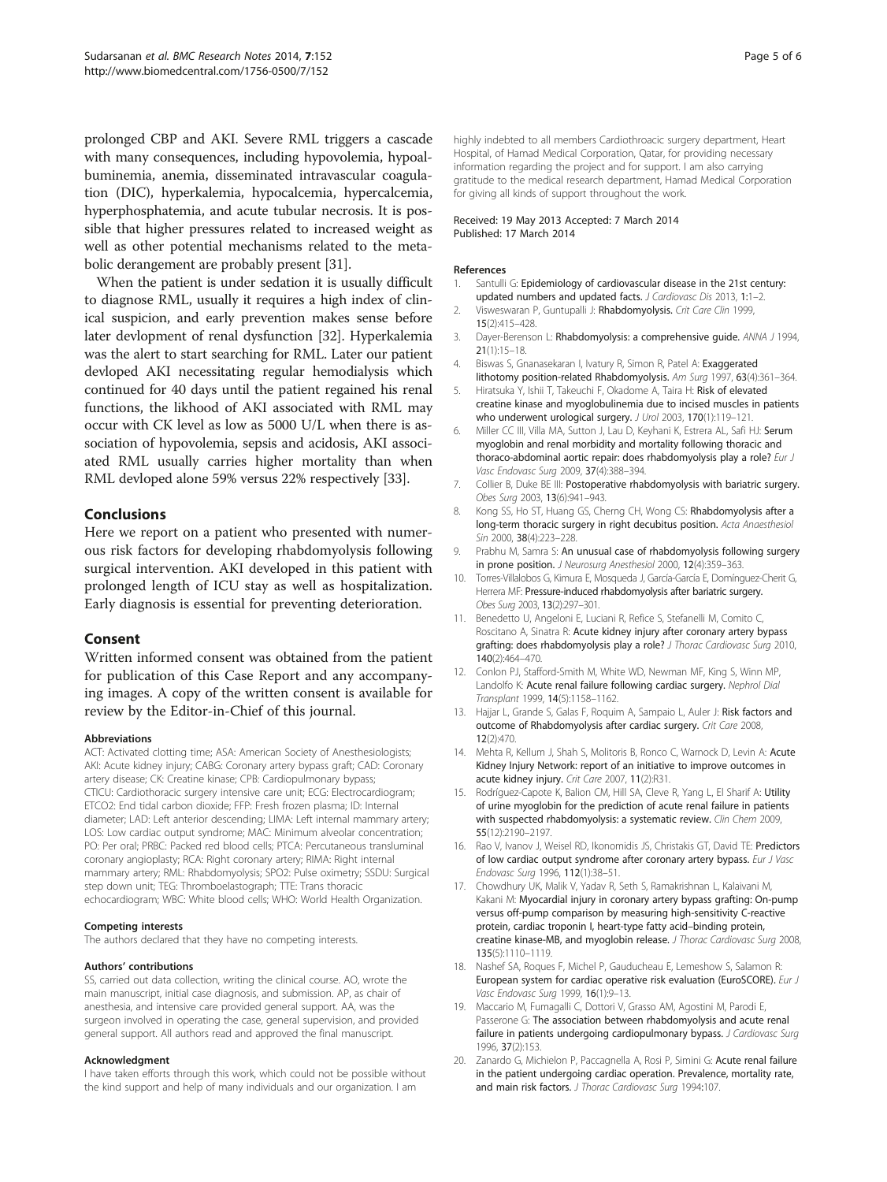prolonged CBP and AKI. Severe RML triggers a cascade with many consequences, including hypovolemia, hypoalbuminemia, anemia, disseminated intravascular coagulation (DIC), hyperkalemia, hypocalcemia, hypercalcemia, hyperphosphatemia, and acute tubular necrosis. It is possible that higher pressures related to increased weight as well as other potential mechanisms related to the metabolic derangement are probably present [31].

When the patient is under sedation it is usually difficult to diagnose RML, usually it requires a high index of clinical suspicion, and early prevention makes sense before later devlopment of renal dysfunction [32]. Hyperkalemia was the alert to start searching for RML. Later our patient devloped AKI necessitating regular hemodialysis which continued for 40 days until the patient regained his renal functions, the likhood of AKI associated with RML may occur with CK level as low as 5000 U/L when there is association of hypovolemia, sepsis and acidosis, AKI associated RML usually carries higher mortality than when RML devloped alone 59% versus 22% respectively [33].

## Conclusions

Here we report on a patient who presented with numerous risk factors for developing rhabdomyolysis following surgical intervention. AKI developed in this patient with prolonged length of ICU stay as well as hospitalization. Early diagnosis is essential for preventing deterioration.

## Consent

Written informed consent was obtained from the patient for publication of this Case Report and any accompanying images. A copy of the written consent is available for review by the Editor-in-Chief of this journal.

#### Abbreviations

ACT: Activated clotting time; ASA: American Society of Anesthesiologists; AKI: Acute kidney injury; CABG: Coronary artery bypass graft; CAD: Coronary artery disease; CK: Creatine kinase; CPB: Cardiopulmonary bypass; CTICU: Cardiothoracic surgery intensive care unit; ECG: Electrocardiogram; ETCO2: End tidal carbon dioxide; FFP: Fresh frozen plasma; ID: Internal diameter; LAD: Left anterior descending; LIMA: Left internal mammary artery; LOS: Low cardiac output syndrome; MAC: Minimum alveolar concentration; PO: Per oral; PRBC: Packed red blood cells; PTCA: Percutaneous transluminal coronary angioplasty; RCA: Right coronary artery; RIMA: Right internal mammary artery; RML: Rhabdomyolysis; SPO2: Pulse oximetry; SSDU: Surgical step down unit; TEG: Thromboelastograph; TTE: Trans thoracic echocardiogram; WBC: White blood cells; WHO: World Health Organization.

#### Competing interests

The authors declared that they have no competing interests.

#### Authors' contributions

SS, carried out data collection, writing the clinical course. AO, wrote the main manuscript, initial case diagnosis, and submission. AP, as chair of anesthesia, and intensive care provided general support. AA, was the surgeon involved in operating the case, general supervision, and provided general support. All authors read and approved the final manuscript.

#### Acknowledgment

I have taken efforts through this work, which could not be possible without the kind support and help of many individuals and our organization. I am highly indebted to all members Cardiothroacic surgery department, Heart Hospital, of Hamad Medical Corporation, Qatar, for providing necessary information regarding the project and for support. I am also carrying gratitude to the medical research department, Hamad Medical Corporation for giving all kinds of support throughout the work.

Received: 19 May 2013 Accepted: 7 March 2014
Published: 17 March 2014

#### References

1. Santulli G: **Epidemiology of cardiovascular disease in the 21st century: updated numbers and updated facts.** *J Cardiovasc Dis* 2013, **1**:1–2.
2. Visweswaran P, Guntupalli J: **Rhabdomyolysis.** *Crit Care Clin* 1999, **15**(2):415–428.
3. Dayer-Berenson L: **Rhabdomyolysis: a comprehensive guide.** *ANNA J* 1994, **21**(1):15–18.
4. Biswas S, Gnanasekaran I, Ivatury R, Simon R, Patel A: **Exaggerated lithotomy position-related Rhabdomyolysis.** *Am Surg* 1997, **63**(4):361–364.
5. Hiratsuka Y, Ishii T, Takeuchi F, Okadome A, Taira H: **Risk of elevated creatine kinase and myoglobulinemia due to incised muscles in patients who underwent urological surgery.** *J Urol* 2003, **170**(1):119–121.
6. Miller CC III, Villa MA, Sutton J, Lau D, Keyhani K, Estrera AL, Safi HJ: **Serum myoglobin and renal morbidity and mortality following thoracic and thoraco-abdominal aortic repair: does rhabdomyolysis play a role?** *Eur J Vasc Endovasc Surg* 2009, **37**(4):388–394.
7. Collier B, Duke BE III: **Postoperative rhabdomyolysis with bariatric surgery.** *Obes Surg* 2003, **13**(6):941–943.
8. Kong SS, Ho ST, Huang GS, Cherng CH, Wong CS: **Rhabdomyolysis after a long-term thoracic surgery in right decubitus position.** *Acta Anaesthesiol Sin* 2000, **38**(4):223–228.
9. Prabhu M, Samra S: **An unusual case of rhabdomyolysis following surgery in prone position.** *J Neurosurg Anesthesiol* 2000, **12**(4):359–363.
10. Torres-Villalobos G, Kimura E, Mosqueda J, García-García E, Domínguez-Cherit G, Herrera MF: **Pressure-induced rhabdomyolysis after bariatric surgery.** *Obes Surg* 2003, **13**(2):297–301.
11. Benedetto U, Angeloni E, Luciani R, Refice S, Stefanelli M, Comito C, Roscitano A, Sinatra R: **Acute kidney injury after coronary artery bypass grafting: does rhabdomyolysis play a role?** *J Thorac Cardiovasc Surg* 2010, **140**(2):464–470.
12. Conlon PJ, Stafford-Smith M, White WD, Newman MF, King S, Winn MP, Landolfo K: **Acute renal failure following cardiac surgery.** *Nephrol Dial Transplant* 1999, **14**(5):1158–1162.
13. Hajjar L, Grande S, Galas F, Roquim A, Sampaio L, Auler J: **Risk factors and outcome of Rhabdomyolysis after cardiac surgery.** *Crit Care* 2008, **12**(2):470.
14. Mehta R, Kellum J, Shah S, Molitoris B, Ronco C, Warnock D, Levin A: **Acute Kidney Injury Network: report of an initiative to improve outcomes in acute kidney injury.** *Crit Care* 2007, **11**(2):R31.
15. Rodríguez-Capote K, Balion CM, Hill SA, Cleve R, Yang L, El Sharif A: **Utility of urine myoglobin for the prediction of acute renal failure in patients with suspected rhabdomyolysis: a systematic review.** *Clin Chem* 2009, **55**(12):2190–2197.
16. Rao V, Ivanov J, Weisel RD, Ikonomidis JS, Christakis GT, David TE: **Predictors of low cardiac output syndrome after coronary artery bypass.** *Eur J Vasc Endovasc Surg* 1996, **112**(1):38–51.
17. Chowdhury UK, Malik V, Yadav R, Seth S, Ramakrishnan L, Kalaivani M, Kakani M: **Myocardial injury in coronary artery bypass grafting: On-pump versus off-pump comparison by measuring high-sensitivity C-reactive protein, cardiac troponin I, heart-type fatty acid–binding protein, creatine kinase-MB, and myoglobin release.** *J Thorac Cardiovasc Surg* 2008, **135**(5):1110–1119.
18. Nashef SA, Roques F, Michel P, Gauducheau E, Lemeshow S, Salamon R: **European system for cardiac operative risk evaluation (EuroSCORE).** *Eur J Vasc Endovasc Surg* 1999, **16**(1):9–13.
19. Maccario M, Fumagalli C, Dottori V, Grasso AM, Agostini M, Parodi E, Passerone G: **The association between rhabdomyolysis and acute renal failure in patients undergoing cardiopulmonary bypass.** *J Cardiovasc Surg* 1996, **37**(2):153.
20. Zanardo G, Michielon P, Paccagnella A, Rosi P, Simini G: **Acute renal failure in the patient undergoing cardiac operation. Prevalence, mortality rate, and main risk factors.** *J Thorac Cardiovasc Surg* 1994:107.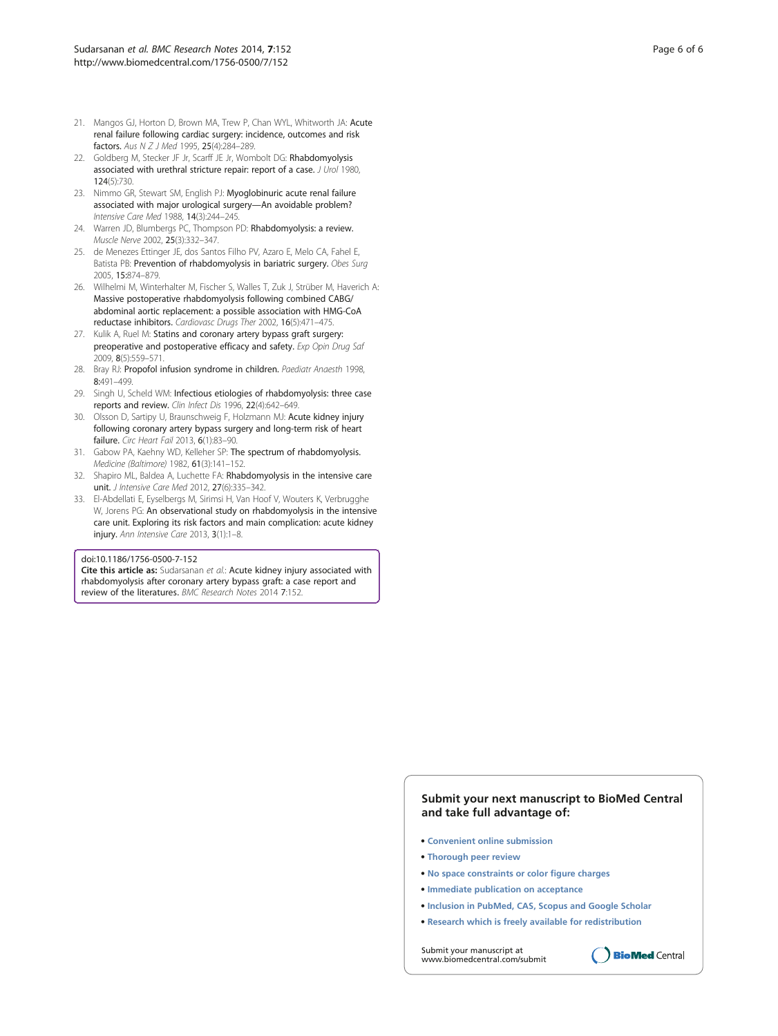21. Mangos GJ, Horton D, Brown MA, Trew P, Chan WYL, Whitworth JA: **Acute renal failure following cardiac surgery: incidence, outcomes and risk factors.** *Aus N Z J Med* 1995, **25**(4):284–289.
22. Goldberg M, Stecker JF Jr, Scarff JE Jr, Wombolt DG: **Rhabdomyolysis associated with urethral stricture repair: report of a case.** *J Urol* 1980, **124**(5):730.
23. Nimmo GR, Stewart SM, English PJ: **Myoglobinuric acute renal failure associated with major urological surgery—An avoidable problem?** *Intensive Care Med* 1988, **14**(3):244–245.
24. Warren JD, Blumbergs PC, Thompson PD: **Rhabdomyolysis: a review.** *Muscle Nerve* 2002, **25**(3):332–347.
25. de Menezes Ettinger JE, dos Santos Filho PV, Azaro E, Melo CA, Fahel E, Batista PB: **Prevention of rhabdomyolysis in bariatric surgery.** *Obes Surg* 2005, **15**:874–879.
26. Wilhelmi M, Winterhalter M, Fischer S, Walles T, Zuk J, Strüber M, Haverich A: **Massive postoperative rhabdomyolysis following combined CABG/ abdominal aortic replacement: a possible association with HMG-CoA reductase inhibitors.** *Cardiovasc Drugs Ther* 2002, **16**(5):471–475.
27. Kulik A, Ruel M: **Statins and coronary artery bypass graft surgery: preoperative and postoperative efficacy and safety.** *Exp Opin Drug Saf* 2009, **8**(5):559–571.
28. Bray RJ: **Propofol infusion syndrome in children.** *Paediatr Anaesth* 1998, **8**:491–499.
29. Singh U, Scheld WM: **Infectious etiologies of rhabdomyolysis: three case reports and review.** *Clin Infect Dis* 1996, **22**(4):642–649.
30. Olsson D, Sartipy U, Braunschweig F, Holzmann MJ: **Acute kidney injury following coronary artery bypass surgery and long-term risk of heart failure.** *Circ Heart Fail* 2013, **6**(1):83–90.
31. Gabow PA, Kaehny WD, Kelleher SP: **The spectrum of rhabdomyolysis.** *Medicine (Baltimore)* 1982, **61**(3):141–152.
32. Shapiro ML, Baldea A, Luchette FA: **Rhabdomyolysis in the intensive care unit.** *J Intensive Care Med* 2012, **27**(6):335–342.
33. El-Abdellati E, Eyselbergs M, Sirimsi H, Van Hoof V, Wouters K, Verbrugghe W, Jorens PG: **An observational study on rhabdomyolysis in the intensive care unit. Exploring its risk factors and main complication: acute kidney injury.** *Ann Intensive Care* 2013, **3**(1):1–8.

doi:10.1186/1756-0500-7-152
**Cite this article as:** Sudarsanan *et al.*: Acute kidney injury associated with rhabdomyolysis after coronary artery bypass graft: a case report and review of the literatures. *BMC Research Notes* 2014 **7**:152.

**Submit your next manuscript to BioMed Central and take full advantage of:**

- **Convenient online submission**
- **Thorough peer review**
- **No space constraints or color figure charges**
- **Immediate publication on acceptance**
- **Inclusion in PubMed, CAS, Scopus and Google Scholar**
- **Research which is freely available for redistribution**

Submit your manuscript at
www.biomedcentral.com/submit

BioMed Central